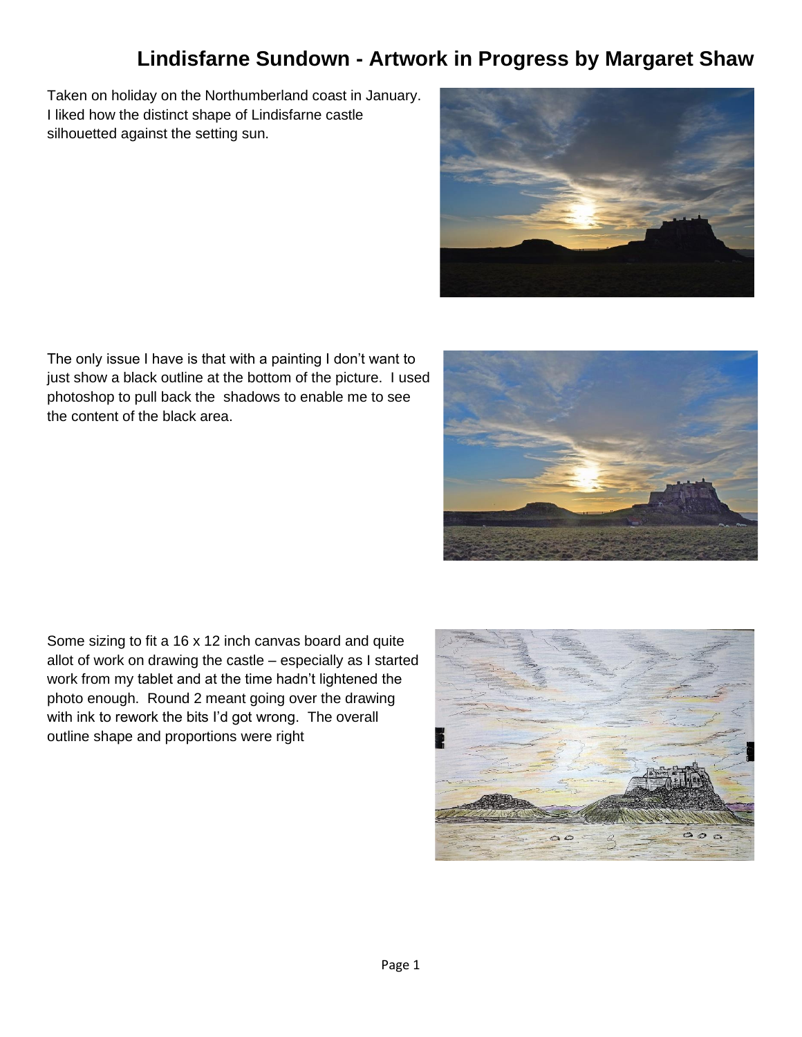# Lindisfarne Sundown - Artwork in Progress by Margaret Shaw

Taken on holiday on the Northumberland coast in January. I liked how the distinct shape of Lindisfarne castle silhouetted against the setting sun.

The only issue I have is that with a painting I don't want to just show a black outline at the bottom of the picture. I used photoshop to pull back the shadows to enable me to see the content of the black area.

Some sizing to fit a 16 x 12 inch canvas board and quite allot of work on drawing the castle – especially as I started work from my tablet and at the time hadn't lightened the photo enough. Round 2 meant going over the drawing with ink to rework the bits I'd got wrong. The overall outline shape and proportions were right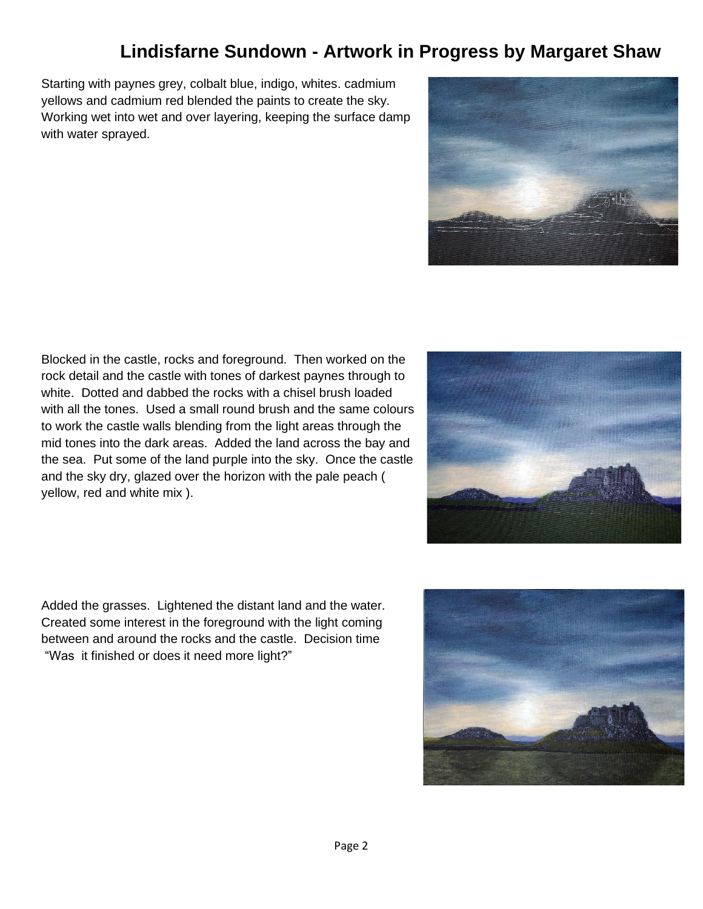# Lindisfarne Sundown - Artwork in Progress by Margaret Shaw

Starting with paynes grey, colbalt blue, indigo, whites. cadmium yellows and cadmium red blended the paints to create the sky. Working wet into wet and over layering, keeping the surface damp with water sprayed.

Blocked in the castle, rocks and foreground. Then worked on the rock detail and the castle with tones of darkest paynes through to white. Dotted and dabbed the rocks with a chisel brush loaded with all the tones. Used a small round brush and the same colours to work the castle walls blending from the light areas through the mid tones into the dark areas. Added the land across the bay and the sea. Put some of the land purple into the sky. Once the castle and the sky dry, glazed over the horizon with the pale peach ( yellow, red and white mix ).

Added the grasses. Lightened the distant land and the water. Created some interest in the foreground with the light coming between and around the rocks and the castle. Decision time "Was it finished or does it need more light?"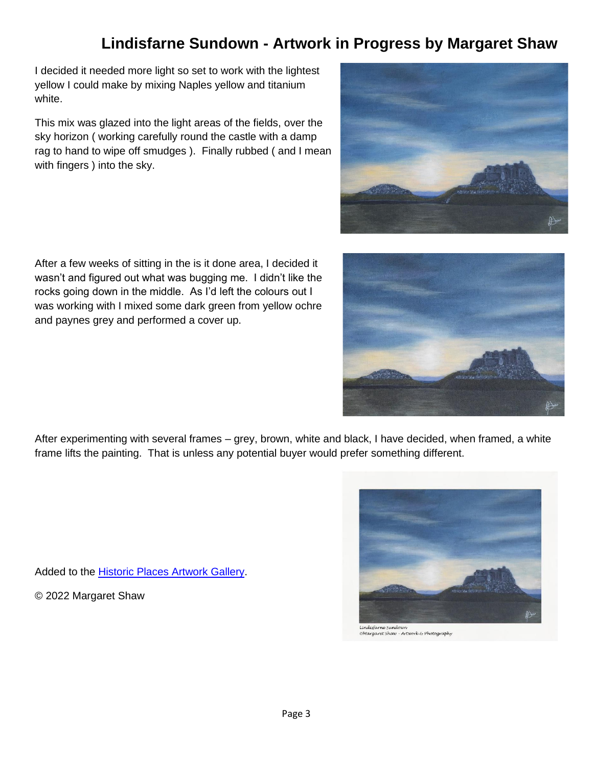# Lindisfarne Sundown - Artwork in Progress by Margaret Shaw

I decided it needed more light so set to work with the lightest yellow I could make by mixing Naples yellow and titanium white.

This mix was glazed into the light areas of the fields, over the sky horizon ( working carefully round the castle with a damp rag to hand to wipe off smudges ). Finally rubbed ( and I mean with fingers ) into the sky.

After a few weeks of sitting in the is it done area, I decided it wasn't and figured out what was bugging me. I didn't like the rocks going down in the middle. As I'd left the colours out I was working with I mixed some dark green from yellow ochre and paynes grey and performed a cover up.

After experimenting with several frames – grey, brown, white and black, I have decided, when framed, a white frame lifts the painting. That is unless any potential buyer would prefer something different.

Added to the [Historic Places Artwork Gallery](#).

© 2022 Margaret Shaw